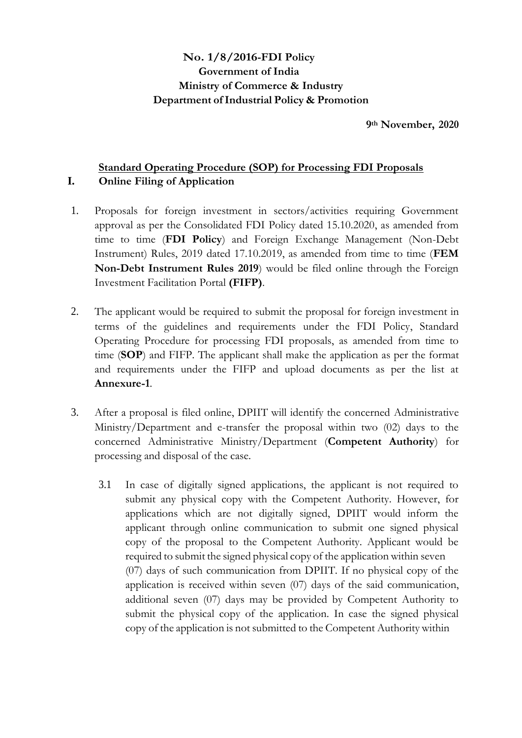**No. 1/8/2016-FDI Policy**
**Government of India**
**Ministry of Commerce & Industry**
**Department of Industrial Policy & Promotion**

**9th November, 2020**

## Standard Operating Procedure (SOP) for Processing FDI Proposals

### I. Online Filing of Application

1. Proposals for foreign investment in sectors/activities requiring Government approval as per the Consolidated FDI Policy dated 15.10.2020, as amended from time to time (**FDI Policy**) and Foreign Exchange Management (Non-Debt Instrument) Rules, 2019 dated 17.10.2019, as amended from time to time (**FEM Non-Debt Instrument Rules 2019**) would be filed online through the Foreign Investment Facilitation Portal **(FIFP)**.

2. The applicant would be required to submit the proposal for foreign investment in terms of the guidelines and requirements under the FDI Policy, Standard Operating Procedure for processing FDI proposals, as amended from time to time (**SOP**) and FIFP. The applicant shall make the application as per the format and requirements under the FIFP and upload documents as per the list at **Annexure-1**.

3. After a proposal is filed online, DPIIT will identify the concerned Administrative Ministry/Department and e-transfer the proposal within two (02) days to the concerned Administrative Ministry/Department (**Competent Authority**) for processing and disposal of the case.

   3.1 In case of digitally signed applications, the applicant is not required to submit any physical copy with the Competent Authority. However, for applications which are not digitally signed, DPIIT would inform the applicant through online communication to submit one signed physical copy of the proposal to the Competent Authority. Applicant would be required to submit the signed physical copy of the application within seven (07) days of such communication from DPIIT. If no physical copy of the application is received within seven (07) days of the said communication, additional seven (07) days may be provided by Competent Authority to submit the physical copy of the application. In case the signed physical copy of the application is not submitted to the Competent Authority within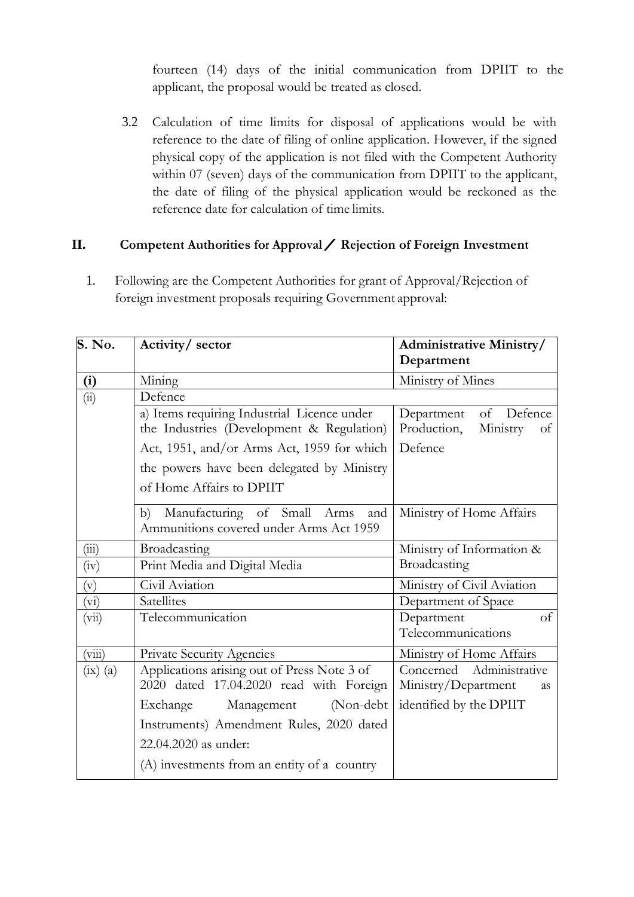fourteen (14) days of the initial communication from DPIIT to the applicant, the proposal would be treated as closed.

3.2 Calculation of time limits for disposal of applications would be with reference to the date of filing of online application. However, if the signed physical copy of the application is not filed with the Competent Authority within 07 (seven) days of the communication from DPIIT to the applicant, the date of filing of the physical application would be reckoned as the reference date for calculation of time limits.

## II. Competent Authorities for Approval / Rejection of Foreign Investment

1. Following are the Competent Authorities for grant of Approval/Rejection of foreign investment proposals requiring Government approval:

| S. No. | Activity/ sector | Administrative Ministry/ Department |
|---|---|---|
| **(i)** | Mining | Ministry of Mines |
| (ii) | Defence | |
| | a) Items requiring Industrial Licence under the Industries (Development & Regulation) Act, 1951, and/or Arms Act, 1959 for which the powers have been delegated by Ministry of Home Affairs to DPIIT | Department of Defence Production, Ministry of Defence |
| | b) Manufacturing of Small Arms and Ammunitions covered under Arms Act 1959 | Ministry of Home Affairs |
| (iii) | Broadcasting | Ministry of Information & Broadcasting |
| (iv) | Print Media and Digital Media | |
| (v) | Civil Aviation | Ministry of Civil Aviation |
| (vi) | Satellites | Department of Space |
| (vii) | Telecommunication | Department of Telecommunications |
| (viii) | Private Security Agencies | Ministry of Home Affairs |
| (ix) (a) | Applications arising out of Press Note 3 of 2020 dated 17.04.2020 read with Foreign Exchange Management (Non-debt Instruments) Amendment Rules, 2020 dated 22.04.2020 as under:<br>(A) investments from an entity of a country | Concerned Administrative Ministry/Department as identified by the DPIIT |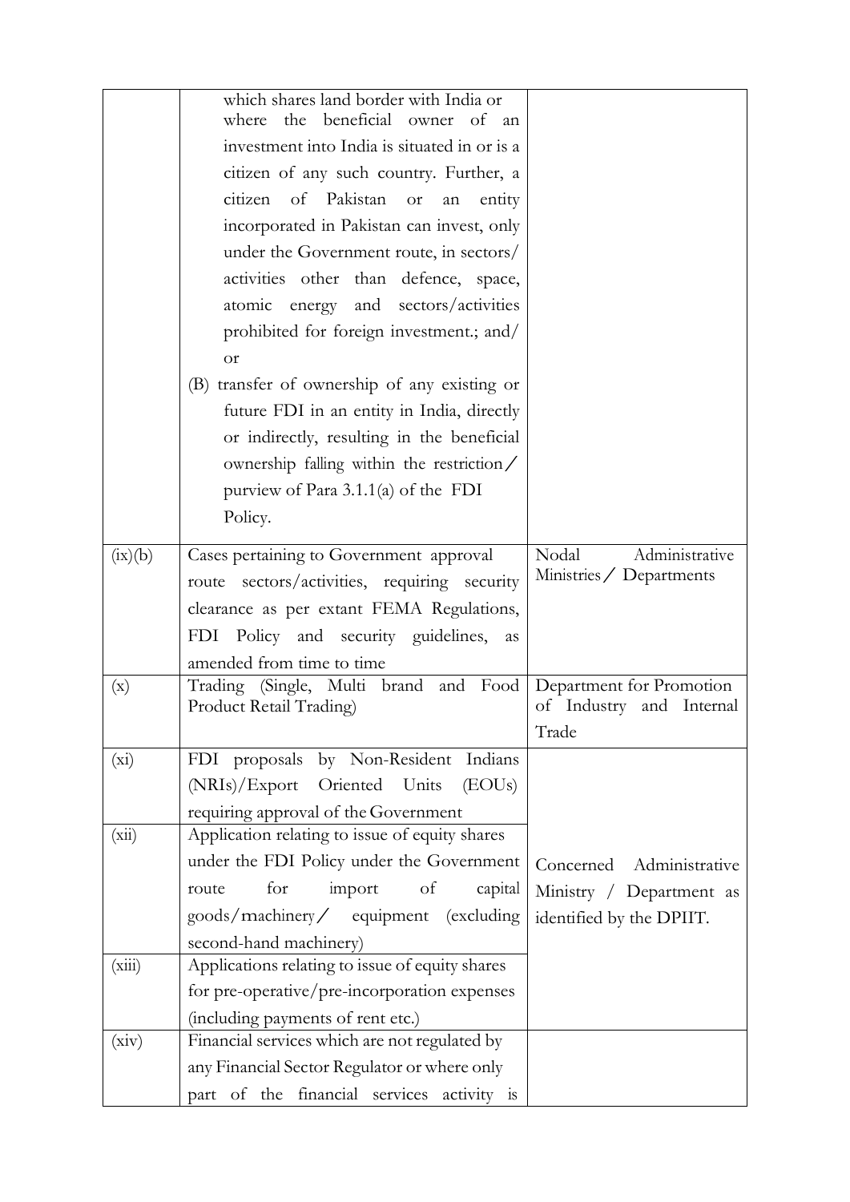| | | |
|---|---|---|
| | which shares land border with India or where the beneficial owner of an investment into India is situated in or is a citizen of any such country. Further, a citizen of Pakistan or an entity incorporated in Pakistan can invest, only under the Government route, in sectors/ activities other than defence, space, atomic energy and sectors/activities prohibited for foreign investment.; and/ or<br>(B) transfer of ownership of any existing or future FDI in an entity in India, directly or indirectly, resulting in the beneficial ownership falling within the restriction/ purview of Para 3.1.1(a) of the FDI Policy. | |
| (ix)(b) | Cases pertaining to Government approval route sectors/activities, requiring security clearance as per extant FEMA Regulations, FDI Policy and security guidelines, as amended from time to time | Nodal Administrative Ministries / Departments |
| (x) | Trading (Single, Multi brand and Food Product Retail Trading) | Department for Promotion of Industry and Internal Trade |
| (xi) | FDI proposals by Non-Resident Indians (NRIs)/Export Oriented Units (EOUs) requiring approval of the Government | Concerned Administrative Ministry / Department as identified by the DPIIT. |
| (xii) | Application relating to issue of equity shares under the FDI Policy under the Government route for import of capital goods/machinery/ equipment (excluding second-hand machinery) | |
| (xiii) | Applications relating to issue of equity shares for pre-operative/pre-incorporation expenses (including payments of rent etc.) | |
| (xiv) | Financial services which are not regulated by any Financial Sector Regulator or where only part of the financial services activity is | |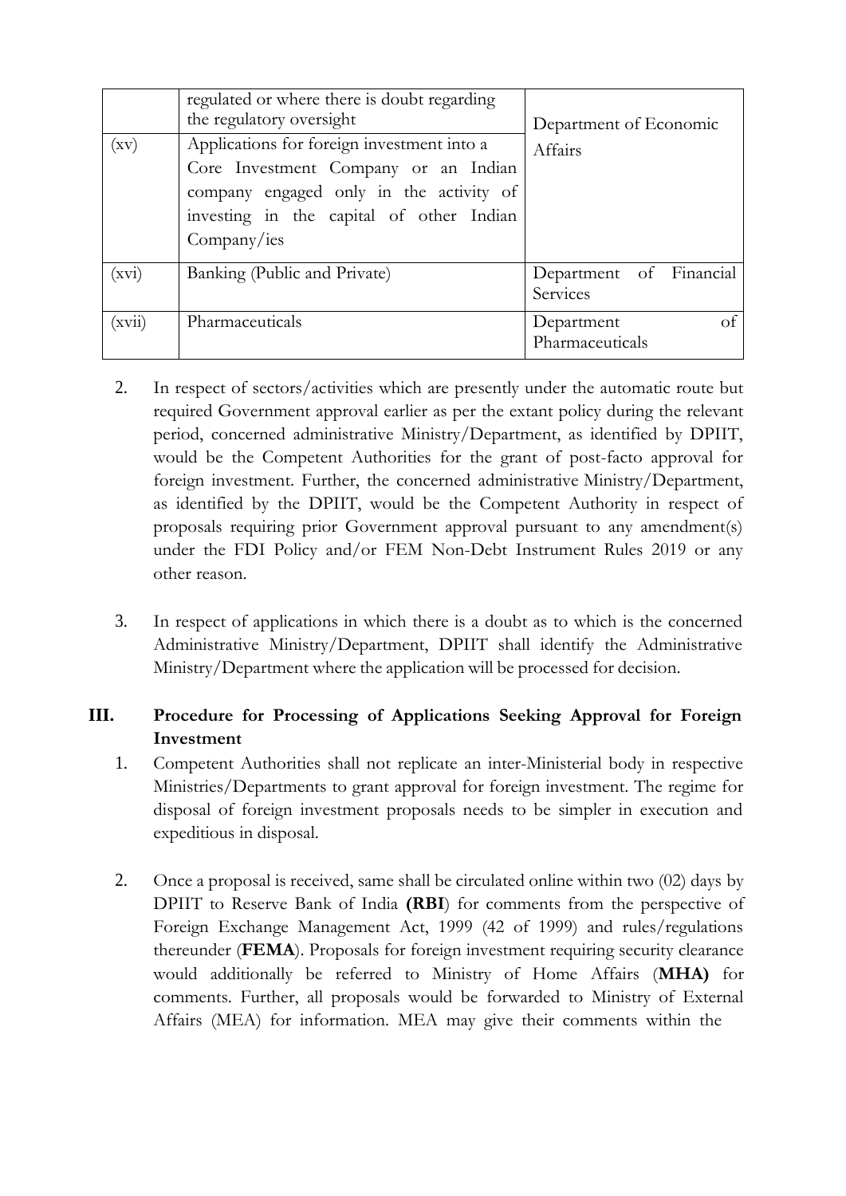| | | |
|---|---|---|
| | regulated or where there is doubt regarding the regulatory oversight | Department of Economic Affairs |
| (xv) | Applications for foreign investment into a Core Investment Company or an Indian company engaged only in the activity of investing in the capital of other Indian Company/ies | |
| (xvi) | Banking (Public and Private) | Department of Financial Services |
| (xvii) | Pharmaceuticals | Department of Pharmaceuticals |

2. In respect of sectors/activities which are presently under the automatic route but required Government approval earlier as per the extant policy during the relevant period, concerned administrative Ministry/Department, as identified by DPIIT, would be the Competent Authorities for the grant of post-facto approval for foreign investment. Further, the concerned administrative Ministry/Department, as identified by the DPIIT, would be the Competent Authority in respect of proposals requiring prior Government approval pursuant to any amendment(s) under the FDI Policy and/or FEM Non-Debt Instrument Rules 2019 or any other reason.

3. In respect of applications in which there is a doubt as to which is the concerned Administrative Ministry/Department, DPIIT shall identify the Administrative Ministry/Department where the application will be processed for decision.

## III. Procedure for Processing of Applications Seeking Approval for Foreign Investment

1. Competent Authorities shall not replicate an inter-Ministerial body in respective Ministries/Departments to grant approval for foreign investment. The regime for disposal of foreign investment proposals needs to be simpler in execution and expeditious in disposal.

2. Once a proposal is received, same shall be circulated online within two (02) days by DPIIT to Reserve Bank of India **(RBI**) for comments from the perspective of Foreign Exchange Management Act, 1999 (42 of 1999) and rules/regulations thereunder (**FEMA**). Proposals for foreign investment requiring security clearance would additionally be referred to Ministry of Home Affairs (**MHA)** for comments. Further, all proposals would be forwarded to Ministry of External Affairs (MEA) for information. MEA may give their comments within the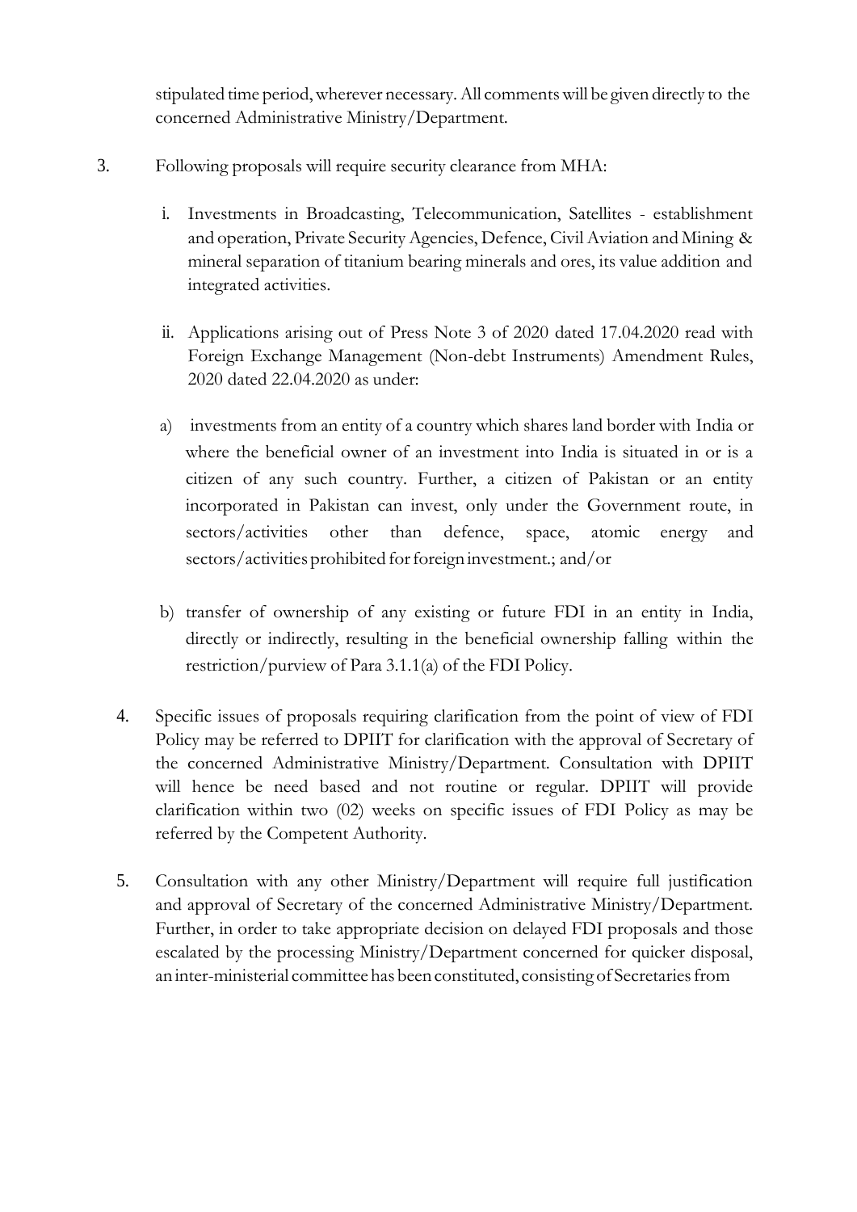stipulated time period, wherever necessary. All comments will be given directly to the concerned Administrative Ministry/Department.

3. Following proposals will require security clearance from MHA:

   i. Investments in Broadcasting, Telecommunication, Satellites - establishment and operation, Private Security Agencies, Defence, Civil Aviation and Mining & mineral separation of titanium bearing minerals and ores, its value addition and integrated activities.

   ii. Applications arising out of Press Note 3 of 2020 dated 17.04.2020 read with Foreign Exchange Management (Non-debt Instruments) Amendment Rules, 2020 dated 22.04.2020 as under:

   a) investments from an entity of a country which shares land border with India or where the beneficial owner of an investment into India is situated in or is a citizen of any such country. Further, a citizen of Pakistan or an entity incorporated in Pakistan can invest, only under the Government route, in sectors/activities other than defence, space, atomic energy and sectors/activities prohibited for foreign investment.; and/or

   b) transfer of ownership of any existing or future FDI in an entity in India, directly or indirectly, resulting in the beneficial ownership falling within the restriction/purview of Para 3.1.1(a) of the FDI Policy.

4. Specific issues of proposals requiring clarification from the point of view of FDI Policy may be referred to DPIIT for clarification with the approval of Secretary of the concerned Administrative Ministry/Department. Consultation with DPIIT will hence be need based and not routine or regular. DPIIT will provide clarification within two (02) weeks on specific issues of FDI Policy as may be referred by the Competent Authority.

5. Consultation with any other Ministry/Department will require full justification and approval of Secretary of the concerned Administrative Ministry/Department. Further, in order to take appropriate decision on delayed FDI proposals and those escalated by the processing Ministry/Department concerned for quicker disposal, an inter-ministerial committee has been constituted, consisting of Secretaries from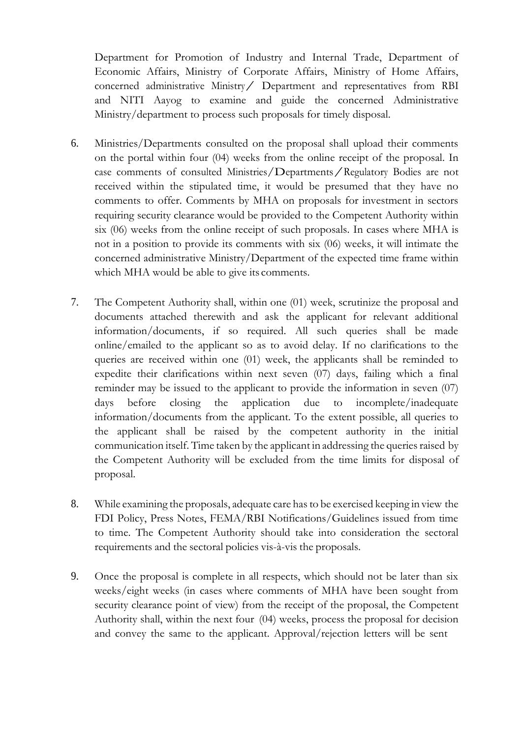Department for Promotion of Industry and Internal Trade, Department of Economic Affairs, Ministry of Corporate Affairs, Ministry of Home Affairs, concerned administrative Ministry/ Department and representatives from RBI and NITI Aayog to examine and guide the concerned Administrative Ministry/department to process such proposals for timely disposal.

6. Ministries/Departments consulted on the proposal shall upload their comments on the portal within four (04) weeks from the online receipt of the proposal. In case comments of consulted Ministries/Departments/Regulatory Bodies are not received within the stipulated time, it would be presumed that they have no comments to offer. Comments by MHA on proposals for investment in sectors requiring security clearance would be provided to the Competent Authority within six (06) weeks from the online receipt of such proposals. In cases where MHA is not in a position to provide its comments with six (06) weeks, it will intimate the concerned administrative Ministry/Department of the expected time frame within which MHA would be able to give its comments.

7. The Competent Authority shall, within one (01) week, scrutinize the proposal and documents attached therewith and ask the applicant for relevant additional information/documents, if so required. All such queries shall be made online/emailed to the applicant so as to avoid delay. If no clarifications to the queries are received within one (01) week, the applicants shall be reminded to expedite their clarifications within next seven (07) days, failing which a final reminder may be issued to the applicant to provide the information in seven (07) days before closing the application due to incomplete/inadequate information/documents from the applicant. To the extent possible, all queries to the applicant shall be raised by the competent authority in the initial communication itself. Time taken by the applicant in addressing the queries raised by the Competent Authority will be excluded from the time limits for disposal of proposal.

8. While examining the proposals, adequate care has to be exercised keeping in view the FDI Policy, Press Notes, FEMA/RBI Notifications/Guidelines issued from time to time. The Competent Authority should take into consideration the sectoral requirements and the sectoral policies vis-à-vis the proposals.

9. Once the proposal is complete in all respects, which should not be later than six weeks/eight weeks (in cases where comments of MHA have been sought from security clearance point of view) from the receipt of the proposal, the Competent Authority shall, within the next four (04) weeks, process the proposal for decision and convey the same to the applicant. Approval/rejection letters will be sent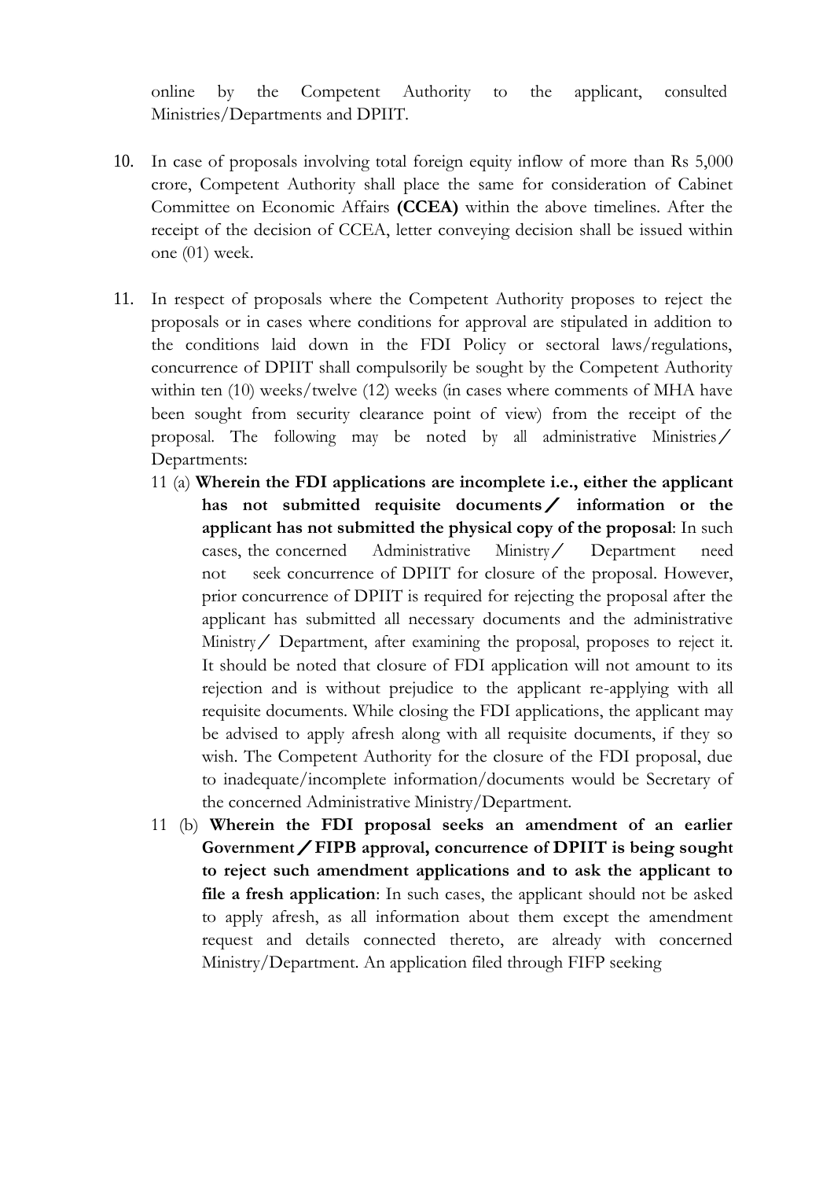online by the Competent Authority to the applicant, consulted Ministries/Departments and DPIIT.

10. In case of proposals involving total foreign equity inflow of more than Rs 5,000 crore, Competent Authority shall place the same for consideration of Cabinet Committee on Economic Affairs **(CCEA)** within the above timelines. After the receipt of the decision of CCEA, letter conveying decision shall be issued within one (01) week.

11. In respect of proposals where the Competent Authority proposes to reject the proposals or in cases where conditions for approval are stipulated in addition to the conditions laid down in the FDI Policy or sectoral laws/regulations, concurrence of DPIIT shall compulsorily be sought by the Competent Authority within ten (10) weeks/twelve (12) weeks (in cases where comments of MHA have been sought from security clearance point of view) from the receipt of the proposal. The following may be noted by all administrative Ministries/ Departments:

    11 (a) **Wherein the FDI applications are incomplete i.e., either the applicant has not submitted requisite documents/ information or the applicant has not submitted the physical copy of the proposal**: In such cases, the concerned Administrative Ministry/ Department need not seek concurrence of DPIIT for closure of the proposal. However, prior concurrence of DPIIT is required for rejecting the proposal after the applicant has submitted all necessary documents and the administrative Ministry/ Department, after examining the proposal, proposes to reject it. It should be noted that closure of FDI application will not amount to its rejection and is without prejudice to the applicant re-applying with all requisite documents. While closing the FDI applications, the applicant may be advised to apply afresh along with all requisite documents, if they so wish. The Competent Authority for the closure of the FDI proposal, due to inadequate/incomplete information/documents would be Secretary of the concerned Administrative Ministry/Department.

    11 (b) **Wherein the FDI proposal seeks an amendment of an earlier Government/FIPB approval, concurrence of DPIIT is being sought to reject such amendment applications and to ask the applicant to file a fresh application**: In such cases, the applicant should not be asked to apply afresh, as all information about them except the amendment request and details connected thereto, are already with concerned Ministry/Department. An application filed through FIFP seeking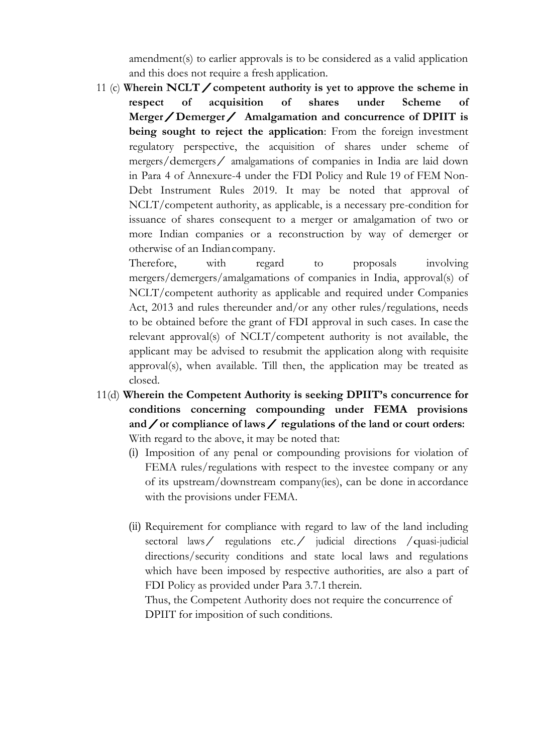amendment(s) to earlier approvals is to be considered as a valid application and this does not require a fresh application.

11 (c) **Wherein NCLT / competent authority is yet to approve the scheme in respect of acquisition of shares under Scheme of Merger / Demerger / Amalgamation and concurrence of DPIIT is being sought to reject the application**: From the foreign investment regulatory perspective, the acquisition of shares under scheme of mergers/demergers / amalgamations of companies in India are laid down in Para 4 of Annexure-4 under the FDI Policy and Rule 19 of FEM Non-Debt Instrument Rules 2019. It may be noted that approval of NCLT/competent authority, as applicable, is a necessary pre-condition for issuance of shares consequent to a merger or amalgamation of two or more Indian companies or a reconstruction by way of demerger or otherwise of an Indian company.

Therefore, with regard to proposals involving mergers/demergers/amalgamations of companies in India, approval(s) of NCLT/competent authority as applicable and required under Companies Act, 2013 and rules thereunder and/or any other rules/regulations, needs to be obtained before the grant of FDI approval in such cases. In case the relevant approval(s) of NCLT/competent authority is not available, the applicant may be advised to resubmit the application along with requisite approval(s), when available. Till then, the application may be treated as closed.

11(d) **Wherein the Competent Authority is seeking DPIIT's concurrence for conditions concerning compounding under FEMA provisions and / or compliance of laws / regulations of the land or court orders:** With regard to the above, it may be noted that:

(i) Imposition of any penal or compounding provisions for violation of FEMA rules/regulations with respect to the investee company or any of its upstream/downstream company(ies), can be done in accordance with the provisions under FEMA.

(ii) Requirement for compliance with regard to law of the land including sectoral laws / regulations etc. / judicial directions / quasi-judicial directions/security conditions and state local laws and regulations which have been imposed by respective authorities, are also a part of FDI Policy as provided under Para 3.7.1 therein.

Thus, the Competent Authority does not require the concurrence of DPIIT for imposition of such conditions.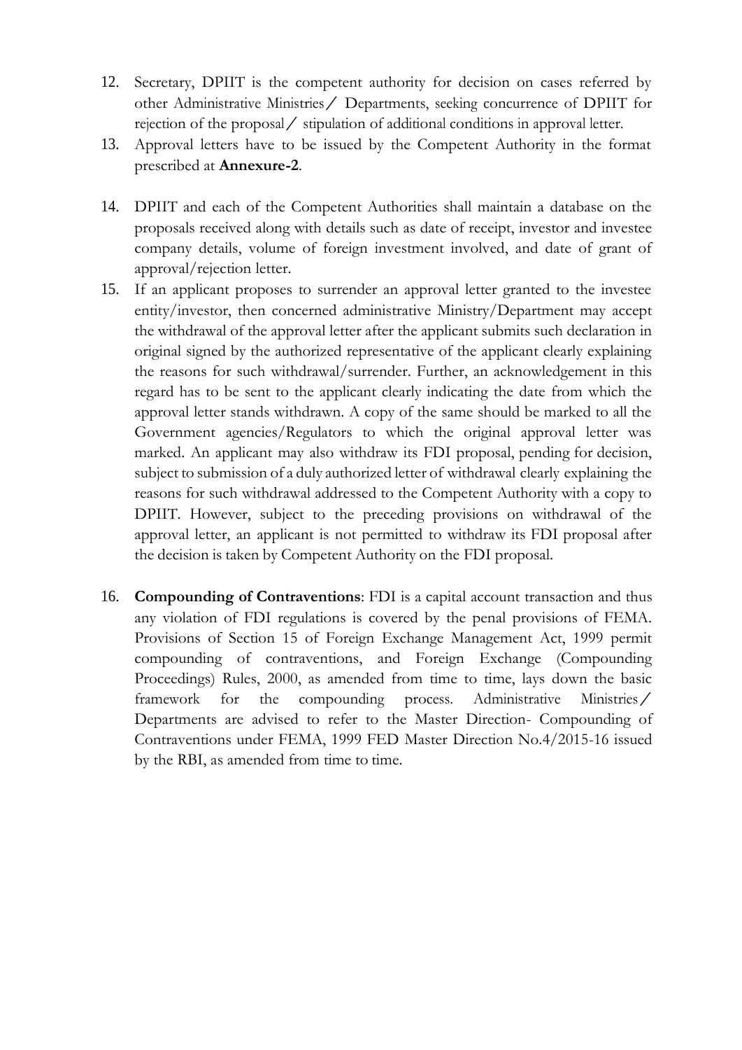12. Secretary, DPIIT is the competent authority for decision on cases referred by other Administrative Ministries／ Departments, seeking concurrence of DPIIT for rejection of the proposal／ stipulation of additional conditions in approval letter.
13. Approval letters have to be issued by the Competent Authority in the format prescribed at **Annexure-2**.
14. DPIIT and each of the Competent Authorities shall maintain a database on the proposals received along with details such as date of receipt, investor and investee company details, volume of foreign investment involved, and date of grant of approval/rejection letter.
15. If an applicant proposes to surrender an approval letter granted to the investee entity/investor, then concerned administrative Ministry/Department may accept the withdrawal of the approval letter after the applicant submits such declaration in original signed by the authorized representative of the applicant clearly explaining the reasons for such withdrawal/surrender. Further, an acknowledgement in this regard has to be sent to the applicant clearly indicating the date from which the approval letter stands withdrawn. A copy of the same should be marked to all the Government agencies/Regulators to which the original approval letter was marked. An applicant may also withdraw its FDI proposal, pending for decision, subject to submission of a duly authorized letter of withdrawal clearly explaining the reasons for such withdrawal addressed to the Competent Authority with a copy to DPIIT. However, subject to the preceding provisions on withdrawal of the approval letter, an applicant is not permitted to withdraw its FDI proposal after the decision is taken by Competent Authority on the FDI proposal.
16. **Compounding of Contraventions**: FDI is a capital account transaction and thus any violation of FDI regulations is covered by the penal provisions of FEMA. Provisions of Section 15 of Foreign Exchange Management Act, 1999 permit compounding of contraventions, and Foreign Exchange (Compounding Proceedings) Rules, 2000, as amended from time to time, lays down the basic framework for the compounding process. Administrative Ministries／ Departments are advised to refer to the Master Direction- Compounding of Contraventions under FEMA, 1999 FED Master Direction No.4/2015-16 issued by the RBI, as amended from time to time.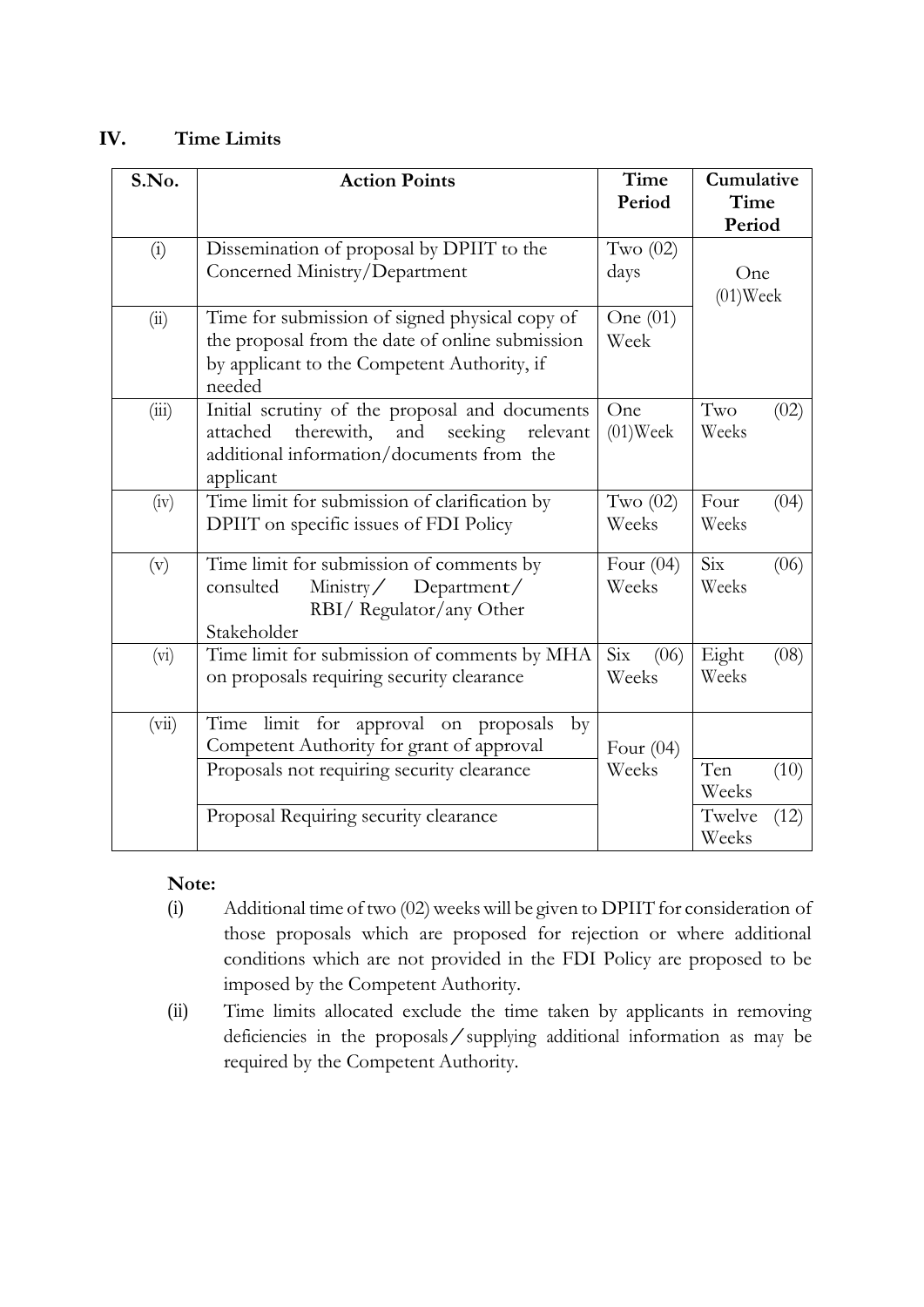## IV. Time Limits

| S.No. | Action Points | Time Period | Cumulative Time Period |
|---|---|---|---|
| (i) | Dissemination of proposal by DPIIT to the Concerned Ministry/Department | Two (02) days | One (01)Week |
| (ii) | Time for submission of signed physical copy of the proposal from the date of online submission by applicant to the Competent Authority, if needed | One (01) Week | |
| (iii) | Initial scrutiny of the proposal and documents attached therewith, and seeking relevant additional information/documents from the applicant | One (01)Week | Two (02) Weeks |
| (iv) | Time limit for submission of clarification by DPIIT on specific issues of FDI Policy | Two (02) Weeks | Four (04) Weeks |
| (v) | Time limit for submission of comments by consulted Ministry/ Department/ RBI/ Regulator/any Other Stakeholder | Four (04) Weeks | Six (06) Weeks |
| (vi) | Time limit for submission of comments by MHA on proposals requiring security clearance | Six (06) Weeks | Eight (08) Weeks |
| (vii) | Time limit for approval on proposals by Competent Authority for grant of approval | Four (04) Weeks | |
| | Proposals not requiring security clearance | | Ten (10) Weeks |
| | Proposal Requiring security clearance | | Twelve (12) Weeks |

**Note:**

(i) Additional time of two (02) weeks will be given to DPIIT for consideration of those proposals which are proposed for rejection or where additional conditions which are not provided in the FDI Policy are proposed to be imposed by the Competent Authority.

(ii) Time limits allocated exclude the time taken by applicants in removing deficiencies in the proposals/supplying additional information as may be required by the Competent Authority.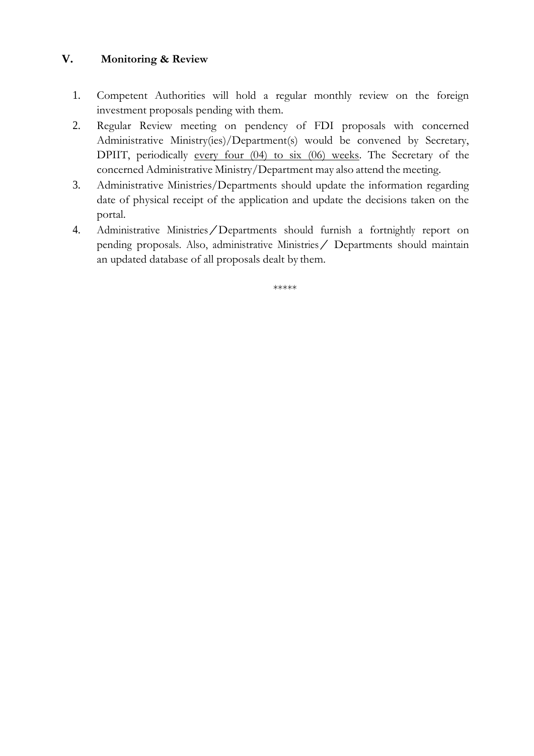## V. Monitoring & Review

1. Competent Authorities will hold a regular monthly review on the foreign investment proposals pending with them.
2. Regular Review meeting on pendency of FDI proposals with concerned Administrative Ministry(ies)/Department(s) would be convened by Secretary, DPIIT, periodically <u>every four (04) to six (06) weeks</u>. The Secretary of the concerned Administrative Ministry/Department may also attend the meeting.
3. Administrative Ministries/Departments should update the information regarding date of physical receipt of the application and update the decisions taken on the portal.
4. Administrative Ministries/Departments should furnish a fortnightly report on pending proposals. Also, administrative Ministries/ Departments should maintain an updated database of all proposals dealt by them.

*****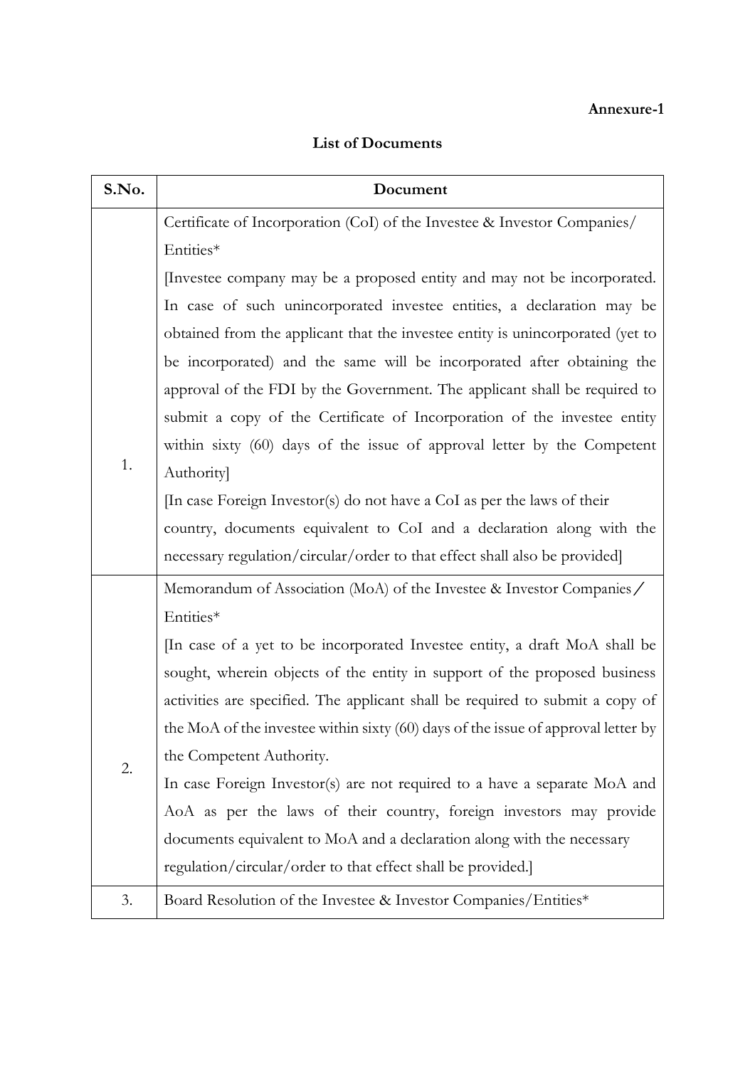**Annexure-1**

**List of Documents**

| S.No. | Document |
|---|---|
| 1. | Certificate of Incorporation (CoI) of the Investee & Investor Companies/ Entities* <br> [Investee company may be a proposed entity and may not be incorporated. In case of such unincorporated investee entities, a declaration may be obtained from the applicant that the investee entity is unincorporated (yet to be incorporated) and the same will be incorporated after obtaining the approval of the FDI by the Government. The applicant shall be required to submit a copy of the Certificate of Incorporation of the investee entity within sixty (60) days of the issue of approval letter by the Competent Authority] <br> [In case Foreign Investor(s) do not have a CoI as per the laws of their country, documents equivalent to CoI and a declaration along with the necessary regulation/circular/order to that effect shall also be provided] |
| 2. | Memorandum of Association (MoA) of the Investee & Investor Companies / Entities* <br> [In case of a yet to be incorporated Investee entity, a draft MoA shall be sought, wherein objects of the entity in support of the proposed business activities are specified. The applicant shall be required to submit a copy of the MoA of the investee within sixty (60) days of the issue of approval letter by the Competent Authority. <br> In case Foreign Investor(s) are not required to a have a separate MoA and AoA as per the laws of their country, foreign investors may provide documents equivalent to MoA and a declaration along with the necessary regulation/circular/order to that effect shall be provided.] |
| 3. | Board Resolution of the Investee & Investor Companies/Entities* |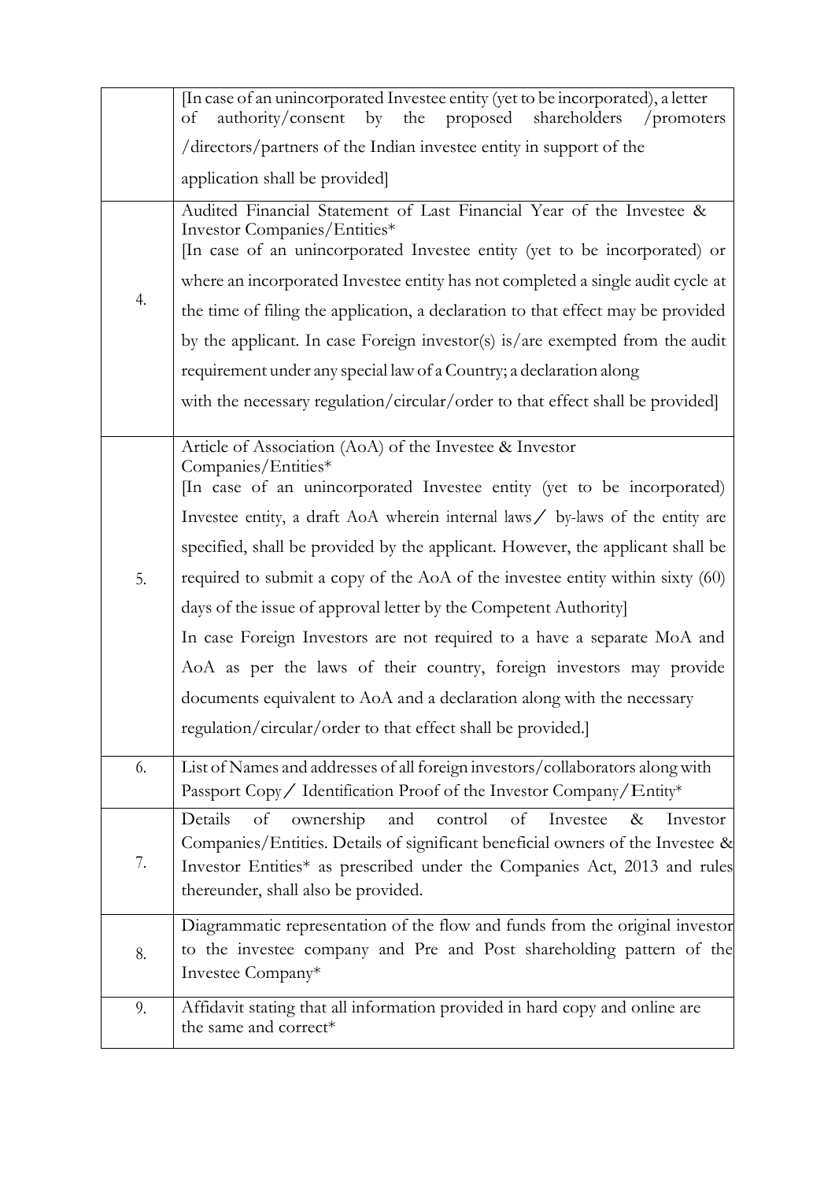| | |
|---|---|
| | [In case of an unincorporated Investee entity (yet to be incorporated), a letter of authority/consent by the proposed shareholders /promoters /directors/partners of the Indian investee entity in support of the application shall be provided] |
| 4. | Audited Financial Statement of Last Financial Year of the Investee & Investor Companies/Entities* [In case of an unincorporated Investee entity (yet to be incorporated) or where an incorporated Investee entity has not completed a single audit cycle at the time of filing the application, a declaration to that effect may be provided by the applicant. In case Foreign investor(s) is/are exempted from the audit requirement under any special law of a Country; a declaration along with the necessary regulation/circular/order to that effect shall be provided] |
| 5. | Article of Association (AoA) of the Investee & Investor Companies/Entities* [In case of an unincorporated Investee entity (yet to be incorporated) Investee entity, a draft AoA wherein internal laws / by-laws of the entity are specified, shall be provided by the applicant. However, the applicant shall be required to submit a copy of the AoA of the investee entity within sixty (60) days of the issue of approval letter by the Competent Authority] In case Foreign Investors are not required to a have a separate MoA and AoA as per the laws of their country, foreign investors may provide documents equivalent to AoA and a declaration along with the necessary regulation/circular/order to that effect shall be provided.] |
| 6. | List of Names and addresses of all foreign investors/collaborators along with Passport Copy / Identification Proof of the Investor Company/Entity* |
| 7. | Details of ownership and control of Investee & Investor Companies/Entities. Details of significant beneficial owners of the Investee & Investor Entities* as prescribed under the Companies Act, 2013 and rules thereunder, shall also be provided. |
| 8. | Diagrammatic representation of the flow and funds from the original investor to the investee company and Pre and Post shareholding pattern of the Investee Company* |
| 9. | Affidavit stating that all information provided in hard copy and online are the same and correct* |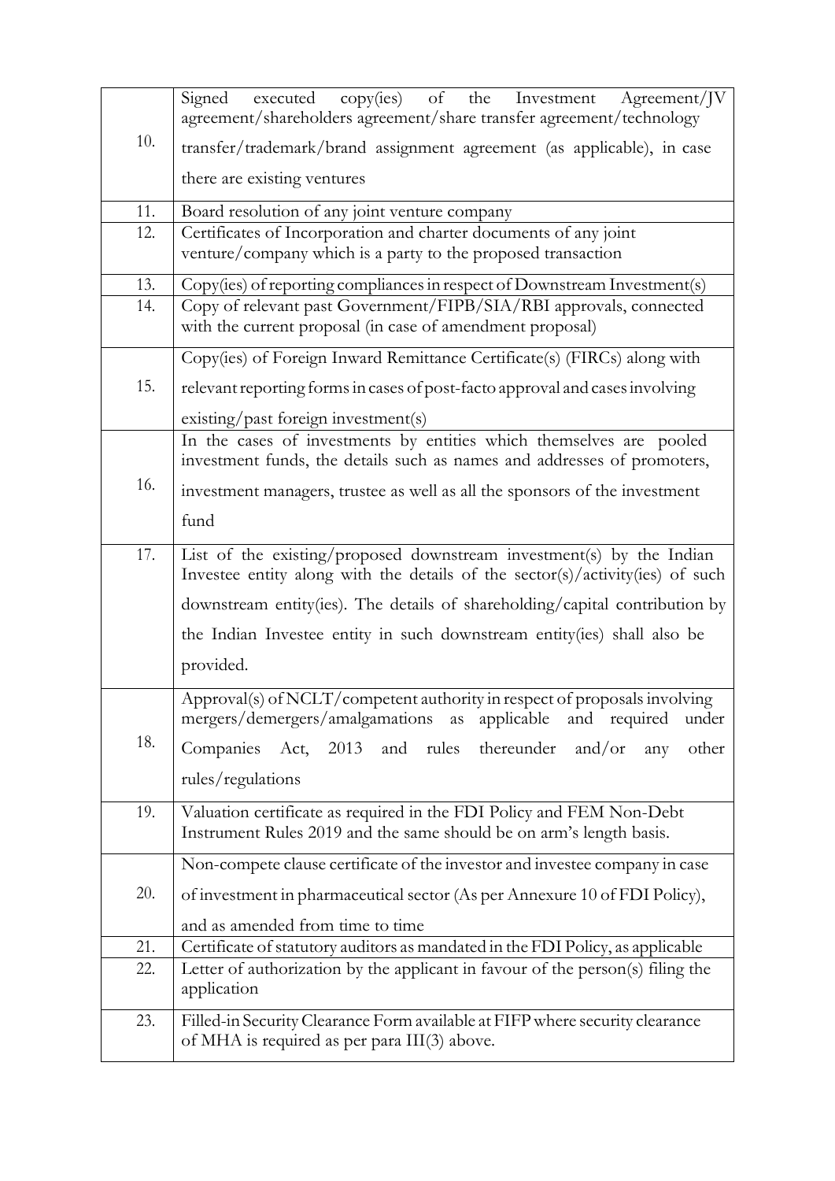| | |
|---|---|
| 10. | Signed executed copy(ies) of the Investment Agreement/JV agreement/shareholders agreement/share transfer agreement/technology transfer/trademark/brand assignment agreement (as applicable), in case there are existing ventures |
| 11. | Board resolution of any joint venture company |
| 12. | Certificates of Incorporation and charter documents of any joint venture/company which is a party to the proposed transaction |
| 13. | Copy(ies) of reporting compliances in respect of Downstream Investment(s) |
| 14. | Copy of relevant past Government/FIPB/SIA/RBI approvals, connected with the current proposal (in case of amendment proposal) |
| 15. | Copy(ies) of Foreign Inward Remittance Certificate(s) (FIRCs) along with relevant reporting forms in cases of post-facto approval and cases involving existing/past foreign investment(s) |
| 16. | In the cases of investments by entities which themselves are pooled investment funds, the details such as names and addresses of promoters, investment managers, trustee as well as all the sponsors of the investment fund |
| 17. | List of the existing/proposed downstream investment(s) by the Indian Investee entity along with the details of the sector(s)/activity(ies) of such downstream entity(ies). The details of shareholding/capital contribution by the Indian Investee entity in such downstream entity(ies) shall also be provided. |
| 18. | Approval(s) of NCLT/competent authority in respect of proposals involving mergers/demergers/amalgamations as applicable and required under Companies Act, 2013 and rules thereunder and/or any other rules/regulations |
| 19. | Valuation certificate as required in the FDI Policy and FEM Non-Debt Instrument Rules 2019 and the same should be on arm's length basis. |
| 20. | Non-compete clause certificate of the investor and investee company in case of investment in pharmaceutical sector (As per Annexure 10 of FDI Policy), and as amended from time to time |
| 21. | Certificate of statutory auditors as mandated in the FDI Policy, as applicable |
| 22. | Letter of authorization by the applicant in favour of the person(s) filing the application |
| 23. | Filled-in Security Clearance Form available at FIFP where security clearance of MHA is required as per para III(3) above. |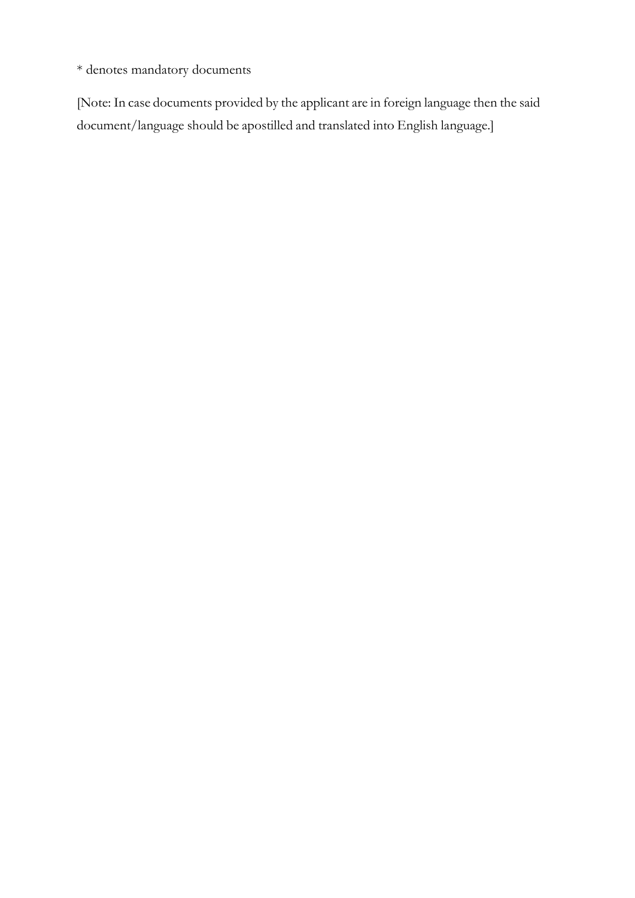* denotes mandatory documents

[Note: In case documents provided by the applicant are in foreign language then the said document/language should be apostilled and translated into English language.]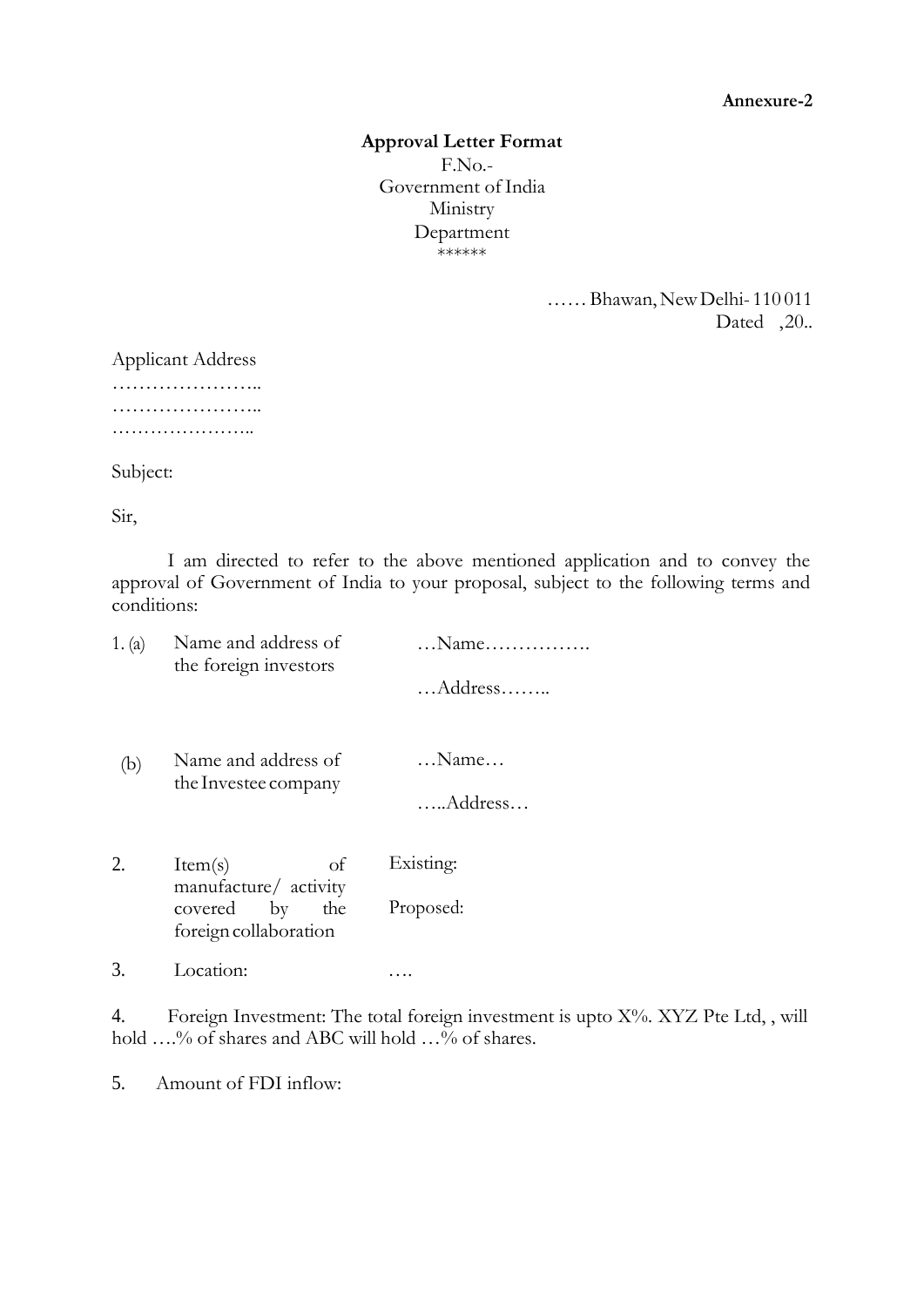**Annexure-2**

**Approval Letter Format**

F.No.-
Government of India
Ministry
Department
\*\*\*\*\*\*

…… Bhawan, New Delhi- 110 011
Dated ,20..

Applicant Address
…………………..
…………………..
…………………..

Subject:

Sir,

I am directed to refer to the above mentioned application and to convey the approval of Government of India to your proposal, subject to the following terms and conditions:

1\. (a) Name and address of the foreign investors

…Name…………….

…Address……..

(b) Name and address of the Investee company

…Name…

…..Address…

2\. Item(s) of manufacture/ activity covered by the foreign collaboration

Existing:

Proposed:

3\. Location: ….

4\. Foreign Investment: The total foreign investment is upto X%. XYZ Pte Ltd, , will hold ….% of shares and ABC will hold …% of shares.

5\. Amount of FDI inflow: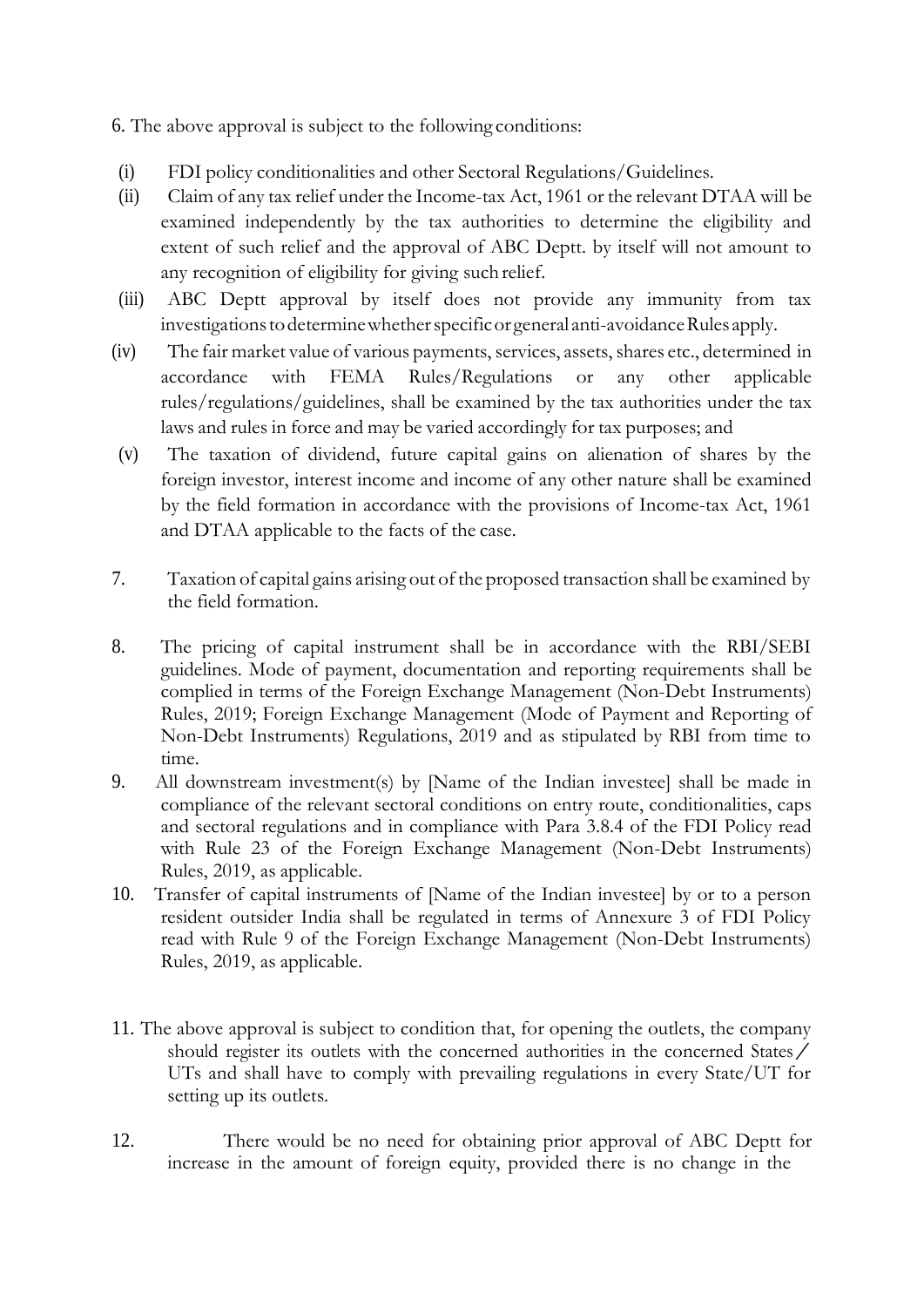6. The above approval is subject to the following conditions:

(i) FDI policy conditionalities and other Sectoral Regulations/Guidelines.

(ii) Claim of any tax relief under the Income-tax Act, 1961 or the relevant DTAA will be examined independently by the tax authorities to determine the eligibility and extent of such relief and the approval of ABC Deptt. by itself will not amount to any recognition of eligibility for giving such relief.

(iii) ABC Deptt approval by itself does not provide any immunity from tax investigations to determine whether specific or general anti-avoidance Rules apply.

(iv) The fair market value of various payments, services, assets, shares etc., determined in accordance with FEMA Rules/Regulations or any other applicable rules/regulations/guidelines, shall be examined by the tax authorities under the tax laws and rules in force and may be varied accordingly for tax purposes; and

(v) The taxation of dividend, future capital gains on alienation of shares by the foreign investor, interest income and income of any other nature shall be examined by the field formation in accordance with the provisions of Income-tax Act, 1961 and DTAA applicable to the facts of the case.

7. Taxation of capital gains arising out of the proposed transaction shall be examined by the field formation.

8. The pricing of capital instrument shall be in accordance with the RBI/SEBI guidelines. Mode of payment, documentation and reporting requirements shall be complied in terms of the Foreign Exchange Management (Non-Debt Instruments) Rules, 2019; Foreign Exchange Management (Mode of Payment and Reporting of Non-Debt Instruments) Regulations, 2019 and as stipulated by RBI from time to time.

9. All downstream investment(s) by [Name of the Indian investee] shall be made in compliance of the relevant sectoral conditions on entry route, conditionalities, caps and sectoral regulations and in compliance with Para 3.8.4 of the FDI Policy read with Rule 23 of the Foreign Exchange Management (Non-Debt Instruments) Rules, 2019, as applicable.

10. Transfer of capital instruments of [Name of the Indian investee] by or to a person resident outsider India shall be regulated in terms of Annexure 3 of FDI Policy read with Rule 9 of the Foreign Exchange Management (Non-Debt Instruments) Rules, 2019, as applicable.

11. The above approval is subject to condition that, for opening the outlets, the company should register its outlets with the concerned authorities in the concerned States／UTs and shall have to comply with prevailing regulations in every State/UT for setting up its outlets.

12. There would be no need for obtaining prior approval of ABC Deptt for increase in the amount of foreign equity, provided there is no change in the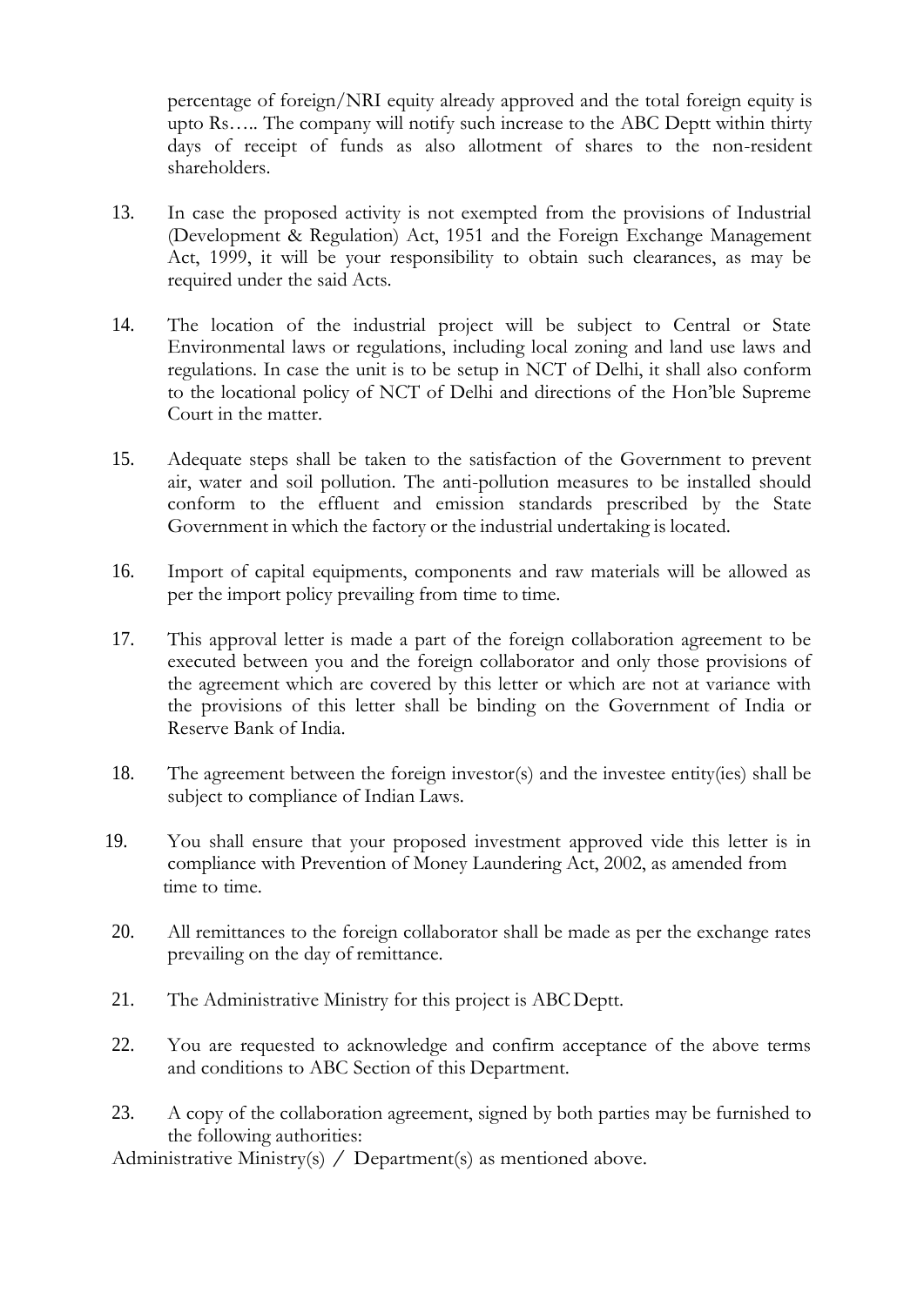percentage of foreign/NRI equity already approved and the total foreign equity is upto Rs….. The company will notify such increase to the ABC Deptt within thirty days of receipt of funds as also allotment of shares to the non-resident shareholders.

13. In case the proposed activity is not exempted from the provisions of Industrial (Development & Regulation) Act, 1951 and the Foreign Exchange Management Act, 1999, it will be your responsibility to obtain such clearances, as may be required under the said Acts.

14. The location of the industrial project will be subject to Central or State Environmental laws or regulations, including local zoning and land use laws and regulations. In case the unit is to be setup in NCT of Delhi, it shall also conform to the locational policy of NCT of Delhi and directions of the Hon'ble Supreme Court in the matter.

15. Adequate steps shall be taken to the satisfaction of the Government to prevent air, water and soil pollution. The anti-pollution measures to be installed should conform to the effluent and emission standards prescribed by the State Government in which the factory or the industrial undertaking is located.

16. Import of capital equipments, components and raw materials will be allowed as per the import policy prevailing from time to time.

17. This approval letter is made a part of the foreign collaboration agreement to be executed between you and the foreign collaborator and only those provisions of the agreement which are covered by this letter or which are not at variance with the provisions of this letter shall be binding on the Government of India or Reserve Bank of India.

18. The agreement between the foreign investor(s) and the investee entity(ies) shall be subject to compliance of Indian Laws.

19. You shall ensure that your proposed investment approved vide this letter is in compliance with Prevention of Money Laundering Act, 2002, as amended from time to time.

20. All remittances to the foreign collaborator shall be made as per the exchange rates prevailing on the day of remittance.

21. The Administrative Ministry for this project is ABC Deptt.

22. You are requested to acknowledge and confirm acceptance of the above terms and conditions to ABC Section of this Department.

23. A copy of the collaboration agreement, signed by both parties may be furnished to the following authorities:

Administrative Ministry(s) / Department(s) as mentioned above.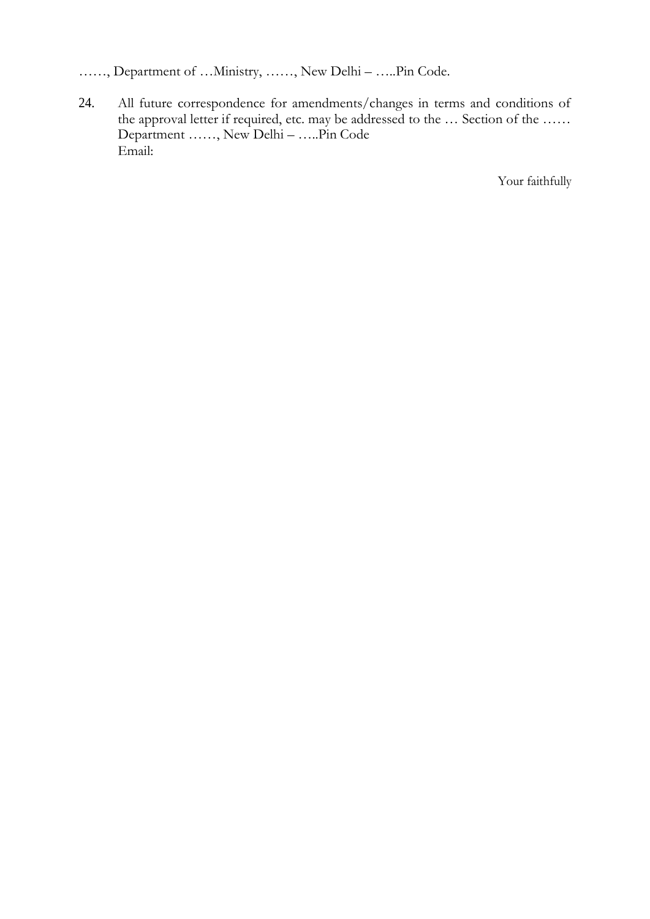……, Department of …Ministry, ……, New Delhi – …..Pin Code.

24. All future correspondence for amendments/changes in terms and conditions of the approval letter if required, etc. may be addressed to the … Section of the …… Department ……, New Delhi – …..Pin Code
Email:

Your faithfully